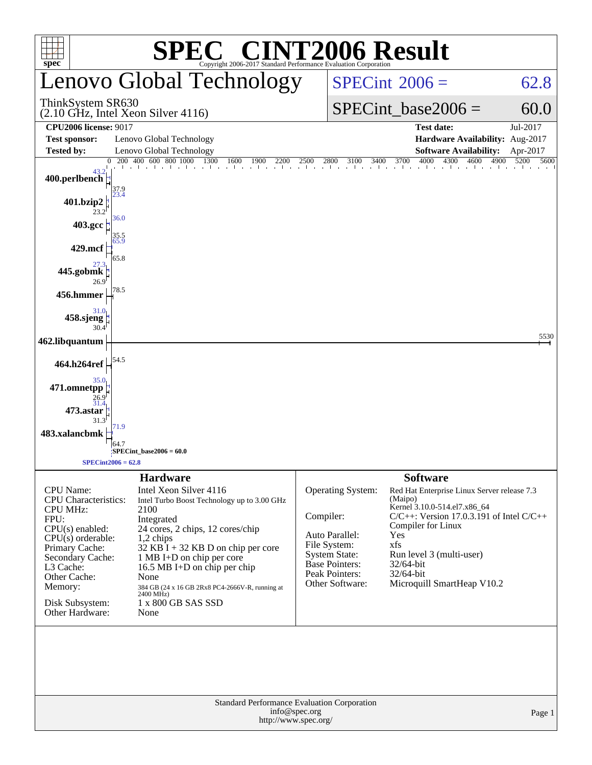# SPEC® CINT2006 Result

Copyright 2006-2017 Standard Performance Evaluation Corporation

## Lenovo Global Technology

ThinkSystem SR630
(2.10 GHz, Intel Xeon Silver 4116)

SPECint_2006 = 62.8

SPECint_base2006 = 60.0

| | | | |
|---|---|---|---|
| **CPU2006 license:** | 9017 | **Test date:** | Jul-2017 |
| **Test sponsor:** | Lenovo Global Technology | **Hardware Availability:** | Aug-2017 |
| **Tested by:** | Lenovo Global Technology | **Software Availability:** | Apr-2017 |

| Benchmark | Peak | Base |
|---|---|---|
| 400.perlbench | 43.2 | 37.9 |
| 401.bzip2 | 23.4 | 23.2 |
| 403.gcc | 36.0 | 35.5 |
| 429.mcf | 65.9 | 65.8 |
| 445.gobmk | 27.3 | 26.9 |
| 456.hmmer | | 78.5 |
| 458.sjeng | 31.0 | 30.4 |
| 462.libquantum | | 5530 |
| 464.h264ref | | 54.5 |
| 471.omnetpp | 35.0 | 26.9 |
| 473.astar | 31.4 | 31.3 |
| 483.xalancbmk | 71.9 | 64.7 |

SPECint_base2006 = 60.0

SPECint2006 = 62.8

## Hardware

| | |
|---|---|
| CPU Name: | Intel Xeon Silver 4116 |
| CPU Characteristics: | Intel Turbo Boost Technology up to 3.00 GHz |
| CPU MHz: | 2100 |
| FPU: | Integrated |
| CPU(s) enabled: | 24 cores, 2 chips, 12 cores/chip |
| CPU(s) orderable: | 1,2 chips |
| Primary Cache: | 32 KB I + 32 KB D on chip per core |
| Secondary Cache: | 1 MB I+D on chip per core |
| L3 Cache: | 16.5 MB I+D on chip per chip |
| Other Cache: | None |
| Memory: | 384 GB (24 x 16 GB 2Rx8 PC4-2666V-R, running at 2400 MHz) |
| Disk Subsystem: | 1 x 800 GB SAS SSD |
| Other Hardware: | None |

## Software

| | |
|---|---|
| Operating System: | Red Hat Enterprise Linux Server release 7.3 (Maipo) Kernel 3.10.0-514.el7.x86_64 |
| Compiler: | C/C++: Version 17.0.3.191 of Intel C/C++ Compiler for Linux |
| Auto Parallel: | Yes |
| File System: | xfs |
| System State: | Run level 3 (multi-user) |
| Base Pointers: | 32/64-bit |
| Peak Pointers: | 32/64-bit |
| Other Software: | Microquill SmartHeap V10.2 |

Standard Performance Evaluation Corporation
info@spec.org
http://www.spec.org/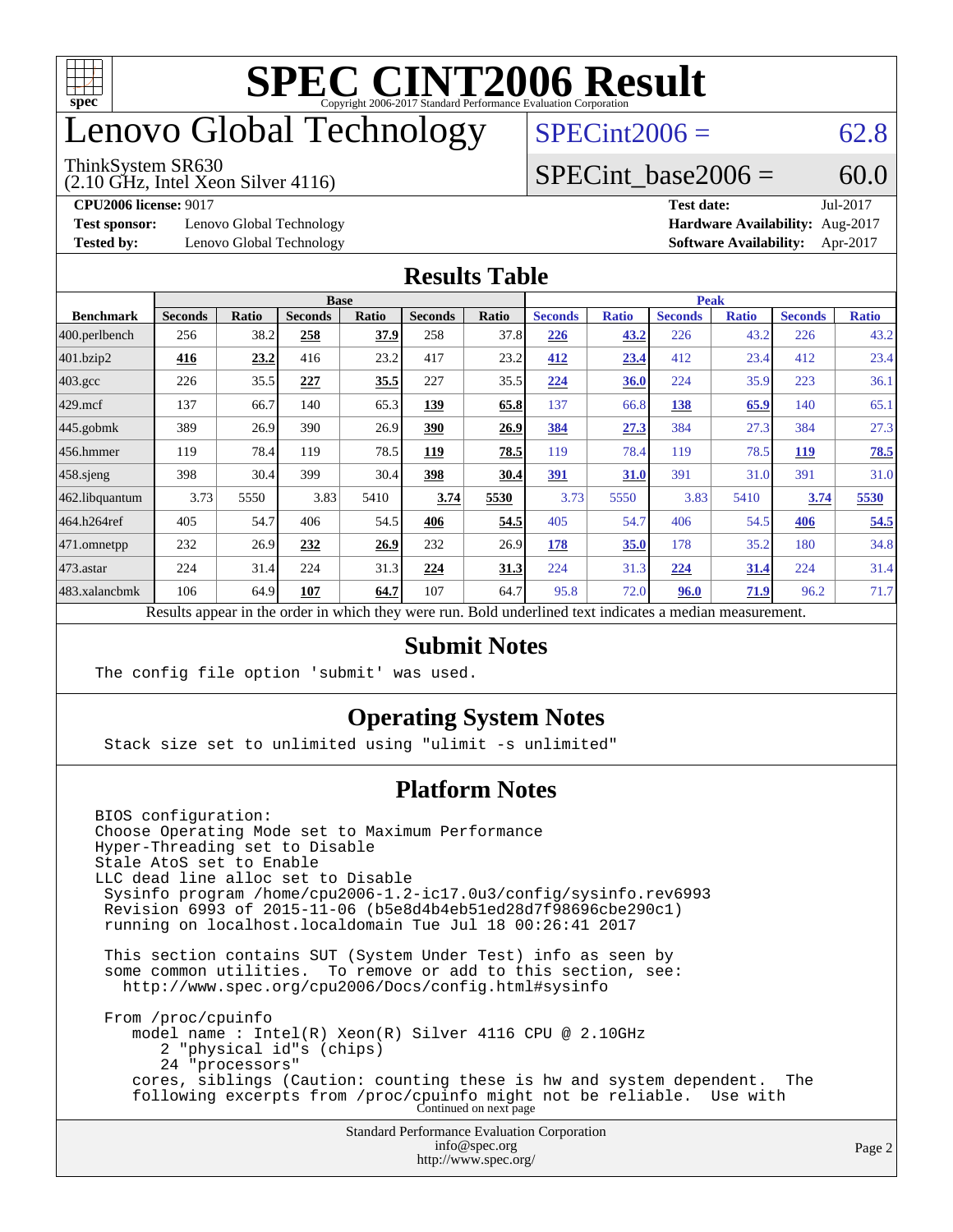# SPEC CINT2006 Result

Copyright 2006-2017 Standard Performance Evaluation Corporation

# Lenovo Global Technology

ThinkSystem SR630
(2.10 GHz, Intel Xeon Silver 4116)

SPECint2006 = 62.8

SPECint_base2006 = 60.0

**CPU2006 license:** 9017
**Test sponsor:** Lenovo Global Technology
**Tested by:** Lenovo Global Technology

**Test date:** Jul-2017
**Hardware Availability:** Aug-2017
**Software Availability:** Apr-2017

## Results Table

| Benchmark | Base | | | | | | Peak | | | | | |
|---|---|---|---|---|---|---|---|---|---|---|---|---|
| | Seconds | Ratio | Seconds | Ratio | Seconds | Ratio | Seconds | Ratio | Seconds | Ratio | Seconds | Ratio |
| 400.perlbench | 256 | 38.2 | **258** | **37.9** | 258 | 37.8 | **226** | **43.2** | 226 | 43.2 | 226 | 43.2 |
| 401.bzip2 | **416** | **23.2** | 416 | 23.2 | 417 | 23.2 | **412** | **23.4** | 412 | 23.4 | 412 | 23.4 |
| 403.gcc | 226 | 35.5 | **227** | **35.5** | 227 | 35.5 | **224** | **36.0** | 224 | 35.9 | 223 | 36.1 |
| 429.mcf | 137 | 66.7 | 140 | 65.3 | **139** | **65.8** | 137 | 66.8 | **138** | **65.9** | 140 | 65.1 |
| 445.gobmk | 389 | 26.9 | 390 | 26.9 | **390** | **26.9** | **384** | **27.3** | 384 | 27.3 | 384 | 27.3 |
| 456.hmmer | 119 | 78.4 | 119 | 78.5 | **119** | **78.5** | 119 | 78.4 | 119 | 78.5 | **119** | **78.5** |
| 458.sjeng | 398 | 30.4 | 399 | 30.4 | **398** | **30.4** | **391** | **31.0** | 391 | 31.0 | 391 | 31.0 |
| 462.libquantum | 3.73 | 5550 | 3.83 | 5410 | **3.74** | **5530** | 3.73 | 5550 | 3.83 | 5410 | **3.74** | **5530** |
| 464.h264ref | 405 | 54.7 | 406 | 54.5 | **406** | **54.5** | 405 | 54.7 | 406 | 54.5 | **406** | **54.5** |
| 471.omnetpp | 232 | 26.9 | **232** | **26.9** | 232 | 26.9 | **178** | **35.0** | 178 | 35.2 | 180 | 34.8 |
| 473.astar | 224 | 31.4 | 224 | 31.3 | **224** | **31.3** | 224 | 31.3 | **224** | **31.4** | 224 | 31.4 |
| 483.xalancbmk | 106 | 64.9 | **107** | **64.7** | 107 | 64.7 | 95.8 | 72.0 | **96.0** | **71.9** | 96.2 | 71.7 |

Results appear in the order in which they were run. Bold underlined text indicates a median measurement.

## Submit Notes

```
The config file option 'submit' was used.
```

## Operating System Notes

```
Stack size set to unlimited using "ulimit -s unlimited"
```

## Platform Notes

```
BIOS configuration:
Choose Operating Mode set to Maximum Performance
Hyper-Threading set to Disable
Stale AtoS set to Enable
LLC dead line alloc set to Disable
 Sysinfo program /home/cpu2006-1.2-ic17.0u3/config/sysinfo.rev6993
 Revision 6993 of 2015-11-06 (b5e8d4b4eb51ed28d7f98696cbe290c1)
 running on localhost.localdomain Tue Jul 18 00:26:41 2017

 This section contains SUT (System Under Test) info as seen by
 some common utilities.  To remove or add to this section, see:
   http://www.spec.org/cpu2006/Docs/config.html#sysinfo

 From /proc/cpuinfo
    model name : Intel(R) Xeon(R) Silver 4116 CPU @ 2.10GHz
       2 "physical id"s (chips)
       24 "processors"
    cores, siblings (Caution: counting these is hw and system dependent.  The
    following excerpts from /proc/cpuinfo might not be reliable.  Use with
```

Continued on next page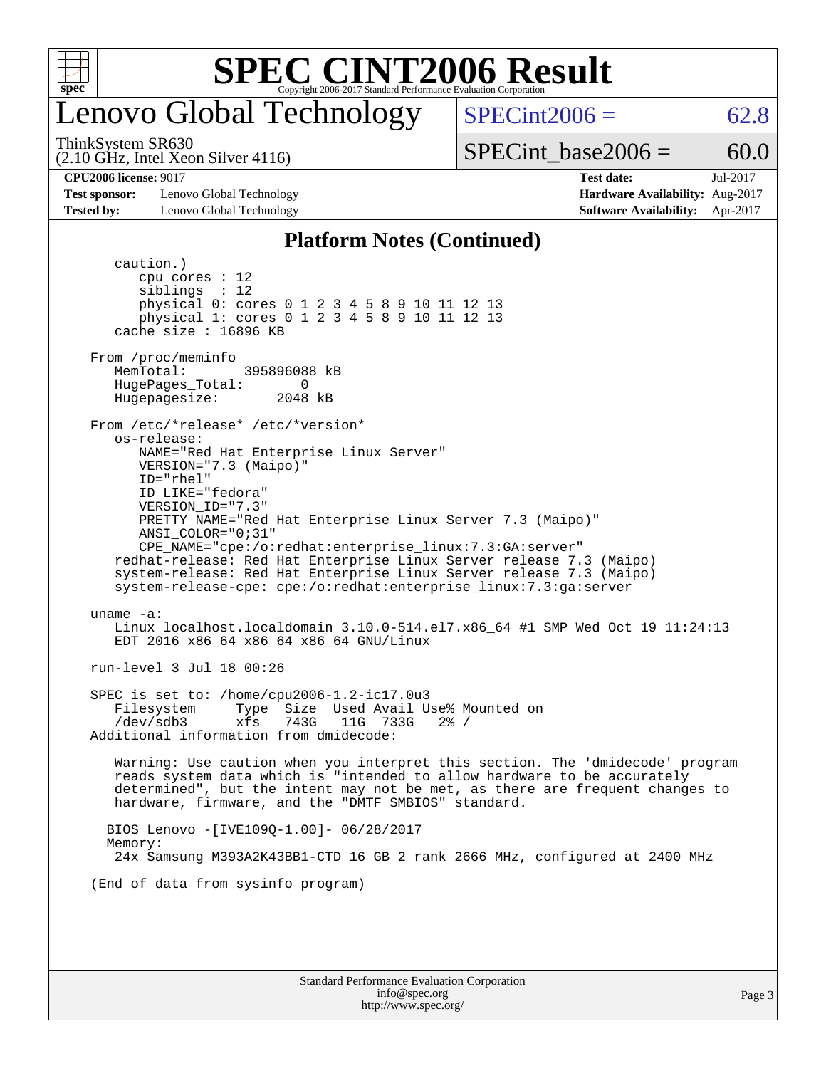# SPEC CINT2006 Result

## Lenovo Global Technology

ThinkSystem SR630
(2.10 GHz, Intel Xeon Silver 4116)

SPECint2006 = 62.8

SPECint_base2006 = 60.0

**CPU2006 license:** 9017
**Test sponsor:** Lenovo Global Technology
**Tested by:** Lenovo Global Technology

**Test date:** Jul-2017
**Hardware Availability:** Aug-2017
**Software Availability:** Apr-2017

### Platform Notes (Continued)

```
      caution.)
         cpu cores : 12
         siblings  : 12
         physical 0: cores 0 1 2 3 4 5 8 9 10 11 12 13
         physical 1: cores 0 1 2 3 4 5 8 9 10 11 12 13
      cache size : 16896 KB

   From /proc/meminfo
      MemTotal:       395896088 kB
      HugePages_Total:       0
      Hugepagesize:       2048 kB

   From /etc/*release* /etc/*version*
      os-release:
         NAME="Red Hat Enterprise Linux Server"
         VERSION="7.3 (Maipo)"
         ID="rhel"
         ID_LIKE="fedora"
         VERSION_ID="7.3"
         PRETTY_NAME="Red Hat Enterprise Linux Server 7.3 (Maipo)"
         ANSI_COLOR="0;31"
         CPE_NAME="cpe:/o:redhat:enterprise_linux:7.3:GA:server"
      redhat-release: Red Hat Enterprise Linux Server release 7.3 (Maipo)
      system-release: Red Hat Enterprise Linux Server release 7.3 (Maipo)
      system-release-cpe: cpe:/o:redhat:enterprise_linux:7.3:ga:server

   uname -a:
      Linux localhost.localdomain 3.10.0-514.el7.x86_64 #1 SMP Wed Oct 19 11:24:13
      EDT 2016 x86_64 x86_64 x86_64 GNU/Linux

   run-level 3 Jul 18 00:26

   SPEC is set to: /home/cpu2006-1.2-ic17.0u3
      Filesystem     Type  Size  Used Avail Use% Mounted on
      /dev/sdb3      xfs   743G   11G  733G   2% /
   Additional information from dmidecode:

      Warning: Use caution when you interpret this section. The 'dmidecode' program
      reads system data which is "intended to allow hardware to be accurately
      determined", but the intent may not be met, as there are frequent changes to
      hardware, firmware, and the "DMTF SMBIOS" standard.

     BIOS Lenovo -[IVE109Q-1.00]- 06/28/2017
     Memory:
      24x Samsung M393A2K43BB1-CTD 16 GB 2 rank 2666 MHz, configured at 2400 MHz

   (End of data from sysinfo program)
```

Standard Performance Evaluation Corporation
info@spec.org
http://www.spec.org/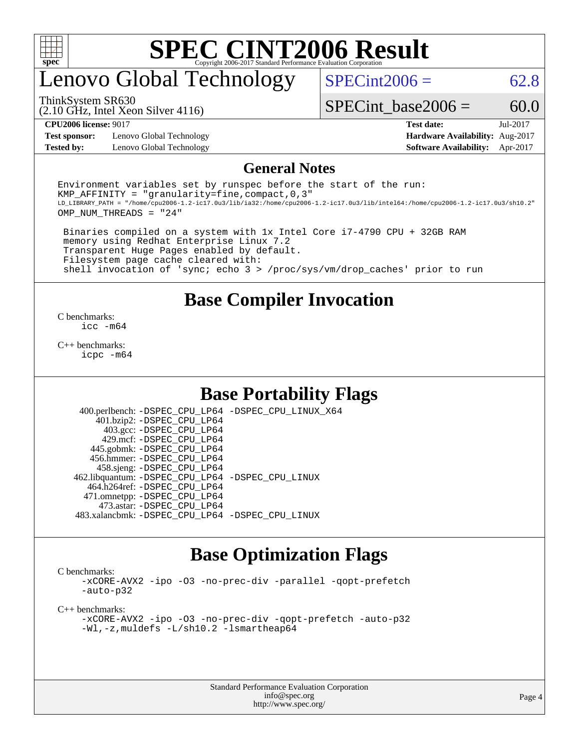# SPEC CINT2006 Result

Copyright 2006-2017 Standard Performance Evaluation Corporation

# Lenovo Global Technology

ThinkSystem SR630
(2.10 GHz, Intel Xeon Silver 4116)

SPECint2006 = 62.8

SPECint_base2006 = 60.0

**CPU2006 license:** 9017
**Test sponsor:** Lenovo Global Technology
**Tested by:** Lenovo Global Technology

**Test date:** Jul-2017
**Hardware Availability:** Aug-2017
**Software Availability:** Apr-2017

## General Notes

```
Environment variables set by runspec before the start of the run:
KMP_AFFINITY = "granularity=fine,compact,0,3"
LD_LIBRARY_PATH = "/home/cpu2006-1.2-ic17.0u3/lib/ia32:/home/cpu2006-1.2-ic17.0u3/lib/intel64:/home/cpu2006-1.2-ic17.0u3/sh10.2"
OMP_NUM_THREADS = "24"

 Binaries compiled on a system with 1x Intel Core i7-4790 CPU + 32GB RAM
 memory using Redhat Enterprise Linux 7.2
 Transparent Huge Pages enabled by default.
 Filesystem page cache cleared with:
 shell invocation of 'sync; echo 3 > /proc/sys/vm/drop_caches' prior to run
```

## Base Compiler Invocation

C benchmarks:
icc -m64

C++ benchmarks:
icpc -m64

## Base Portability Flags

400.perlbench: -DSPEC_CPU_LP64 -DSPEC_CPU_LINUX_X64
401.bzip2: -DSPEC_CPU_LP64
403.gcc: -DSPEC_CPU_LP64
429.mcf: -DSPEC_CPU_LP64
445.gobmk: -DSPEC_CPU_LP64
456.hmmer: -DSPEC_CPU_LP64
458.sjeng: -DSPEC_CPU_LP64
462.libquantum: -DSPEC_CPU_LP64 -DSPEC_CPU_LINUX
464.h264ref: -DSPEC_CPU_LP64
471.omnetpp: -DSPEC_CPU_LP64
473.astar: -DSPEC_CPU_LP64
483.xalancbmk: -DSPEC_CPU_LP64 -DSPEC_CPU_LINUX

## Base Optimization Flags

C benchmarks:
-xCORE-AVX2 -ipo -O3 -no-prec-div -parallel -qopt-prefetch -auto-p32

C++ benchmarks:
-xCORE-AVX2 -ipo -O3 -no-prec-div -qopt-prefetch -auto-p32 -Wl,-z,muldefs -L/sh10.2 -lsmartheap64

Standard Performance Evaluation Corporation
info@spec.org
http://www.spec.org/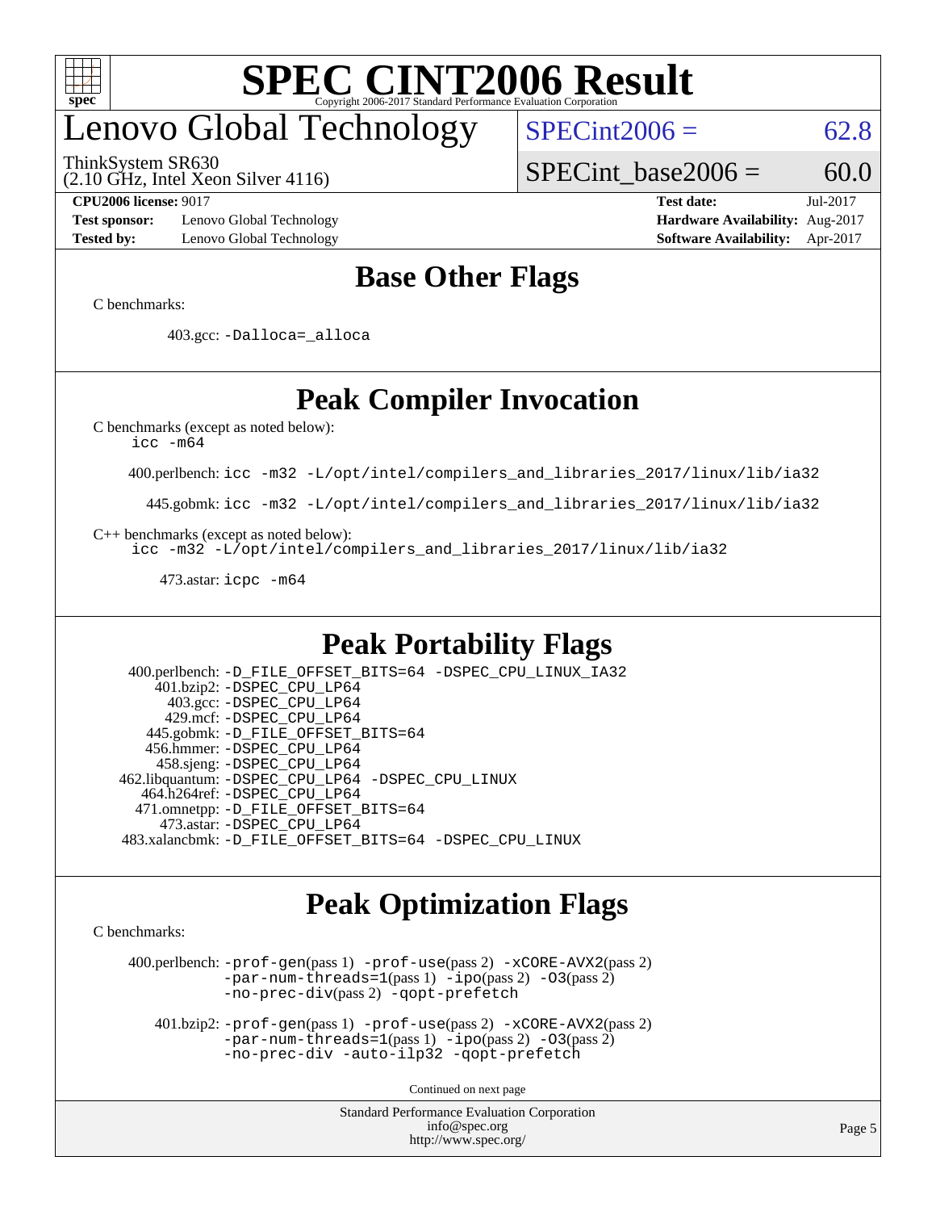# SPEC CINT2006 Result

Copyright 2006-2017 Standard Performance Evaluation Corporation

## Lenovo Global Technology

ThinkSystem SR630
(2.10 GHz, Intel Xeon Silver 4116)

SPECint2006 = 62.8

SPECint_base2006 = 60.0

| | | | |
|---|---|---|---|
| **CPU2006 license:** 9017 | | **Test date:** | Jul-2017 |
| **Test sponsor:** | Lenovo Global Technology | **Hardware Availability:** | Aug-2017 |
| **Tested by:** | Lenovo Global Technology | **Software Availability:** | Apr-2017 |

## Base Other Flags

C benchmarks:

403.gcc: -Dalloca=_alloca

## Peak Compiler Invocation

C benchmarks (except as noted below):
icc -m64

400.perlbench: icc -m32 -L/opt/intel/compilers_and_libraries_2017/linux/lib/ia32

445.gobmk: icc -m32 -L/opt/intel/compilers_and_libraries_2017/linux/lib/ia32

C++ benchmarks (except as noted below):
icc -m32 -L/opt/intel/compilers_and_libraries_2017/linux/lib/ia32

473.astar: icpc -m64

## Peak Portability Flags

400.perlbench: -D_FILE_OFFSET_BITS=64 -DSPEC_CPU_LINUX_IA32
401.bzip2: -DSPEC_CPU_LP64
403.gcc: -DSPEC_CPU_LP64
429.mcf: -DSPEC_CPU_LP64
445.gobmk: -D_FILE_OFFSET_BITS=64
456.hmmer: -DSPEC_CPU_LP64
458.sjeng: -DSPEC_CPU_LP64
462.libquantum: -DSPEC_CPU_LP64 -DSPEC_CPU_LINUX
464.h264ref: -DSPEC_CPU_LP64
471.omnetpp: -D_FILE_OFFSET_BITS=64
473.astar: -DSPEC_CPU_LP64
483.xalancbmk: -D_FILE_OFFSET_BITS=64 -DSPEC_CPU_LINUX

## Peak Optimization Flags

C benchmarks:

400.perlbench: -prof-gen(pass 1) -prof-use(pass 2) -xCORE-AVX2(pass 2) -par-num-threads=1(pass 1) -ipo(pass 2) -O3(pass 2) -no-prec-div(pass 2) -qopt-prefetch

401.bzip2: -prof-gen(pass 1) -prof-use(pass 2) -xCORE-AVX2(pass 2) -par-num-threads=1(pass 1) -ipo(pass 2) -O3(pass 2) -no-prec-div -auto-ilp32 -qopt-prefetch

Continued on next page

Standard Performance Evaluation Corporation
info@spec.org
http://www.spec.org/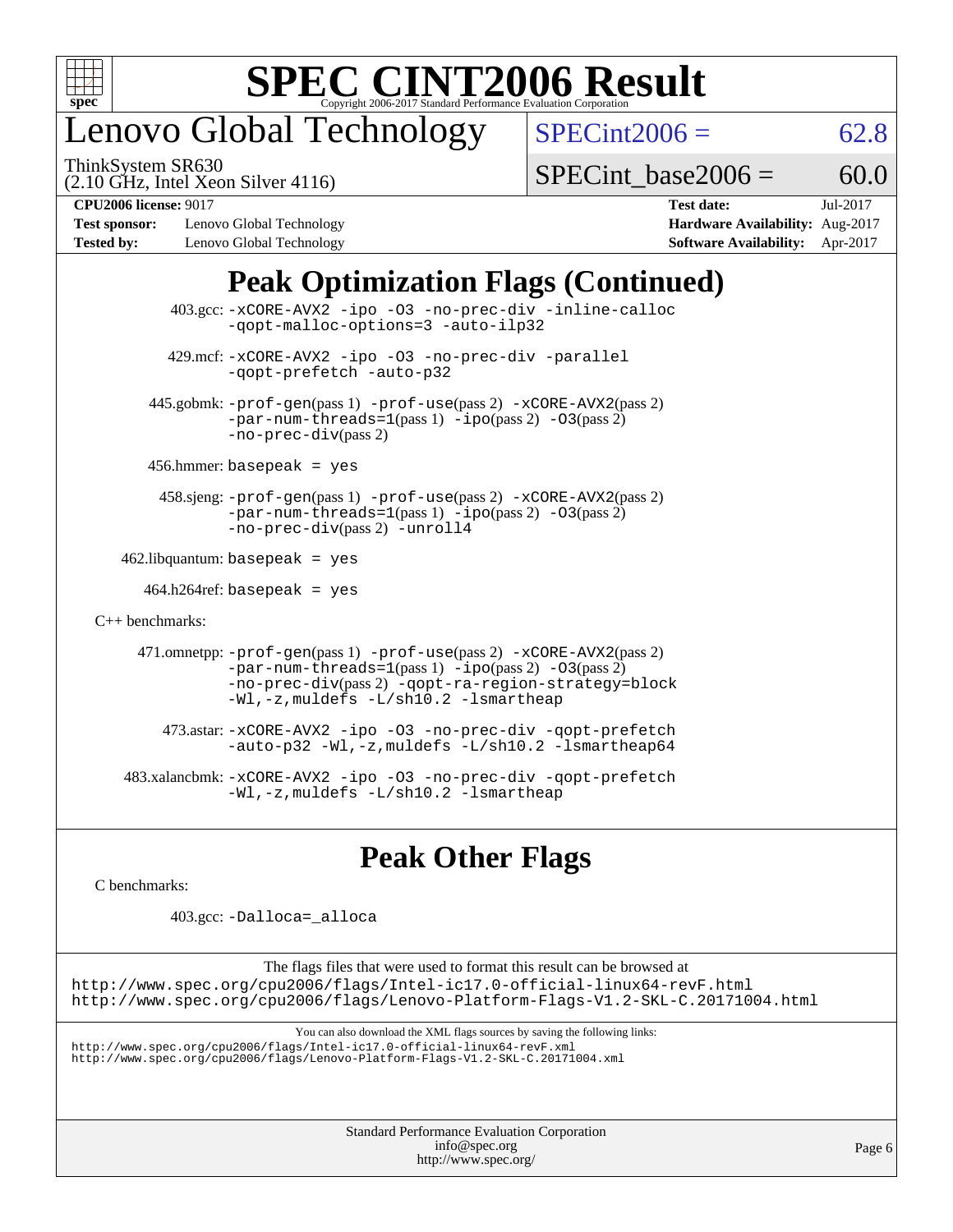# SPEC CINT2006 Result

Copyright 2006-2017 Standard Performance Evaluation Corporation

## Lenovo Global Technology

ThinkSystem SR630
(2.10 GHz, Intel Xeon Silver 4116)

SPECint2006 = 62.8

SPECint_base2006 = 60.0

| | | | |
|---|---|---|---|
| **CPU2006 license:** 9017 | | **Test date:** | Jul-2017 |
| **Test sponsor:** | Lenovo Global Technology | **Hardware Availability:** | Aug-2017 |
| **Tested by:** | Lenovo Global Technology | **Software Availability:** | Apr-2017 |

## Peak Optimization Flags (Continued)

403.gcc: -xCORE-AVX2 -ipo -O3 -no-prec-div -inline-calloc -qopt-malloc-options=3 -auto-ilp32

429.mcf: -xCORE-AVX2 -ipo -O3 -no-prec-div -parallel -qopt-prefetch -auto-p32

445.gobmk: -prof-gen(pass 1) -prof-use(pass 2) -xCORE-AVX2(pass 2) -par-num-threads=1(pass 1) -ipo(pass 2) -O3(pass 2) -no-prec-div(pass 2)

456.hmmer: basepeak = yes

458.sjeng: -prof-gen(pass 1) -prof-use(pass 2) -xCORE-AVX2(pass 2) -par-num-threads=1(pass 1) -ipo(pass 2) -O3(pass 2) -no-prec-div(pass 2) -unroll4

462.libquantum: basepeak = yes

464.h264ref: basepeak = yes

C++ benchmarks:

471.omnetpp: -prof-gen(pass 1) -prof-use(pass 2) -xCORE-AVX2(pass 2) -par-num-threads=1(pass 1) -ipo(pass 2) -O3(pass 2) -no-prec-div(pass 2) -qopt-ra-region-strategy=block -Wl,-z,muldefs -L/sh10.2 -lsmartheap

473.astar: -xCORE-AVX2 -ipo -O3 -no-prec-div -qopt-prefetch -auto-p32 -Wl,-z,muldefs -L/sh10.2 -lsmartheap64

483.xalancbmk: -xCORE-AVX2 -ipo -O3 -no-prec-div -qopt-prefetch -Wl,-z,muldefs -L/sh10.2 -lsmartheap

## Peak Other Flags

C benchmarks:

403.gcc: -Dalloca=_alloca

The flags files that were used to format this result can be browsed at
http://www.spec.org/cpu2006/flags/Intel-ic17.0-official-linux64-revF.html
http://www.spec.org/cpu2006/flags/Lenovo-Platform-Flags-V1.2-SKL-C.20171004.html

You can also download the XML flags sources by saving the following links:
http://www.spec.org/cpu2006/flags/Intel-ic17.0-official-linux64-revF.xml
http://www.spec.org/cpu2006/flags/Lenovo-Platform-Flags-V1.2-SKL-C.20171004.xml

Standard Performance Evaluation Corporation
info@spec.org
http://www.spec.org/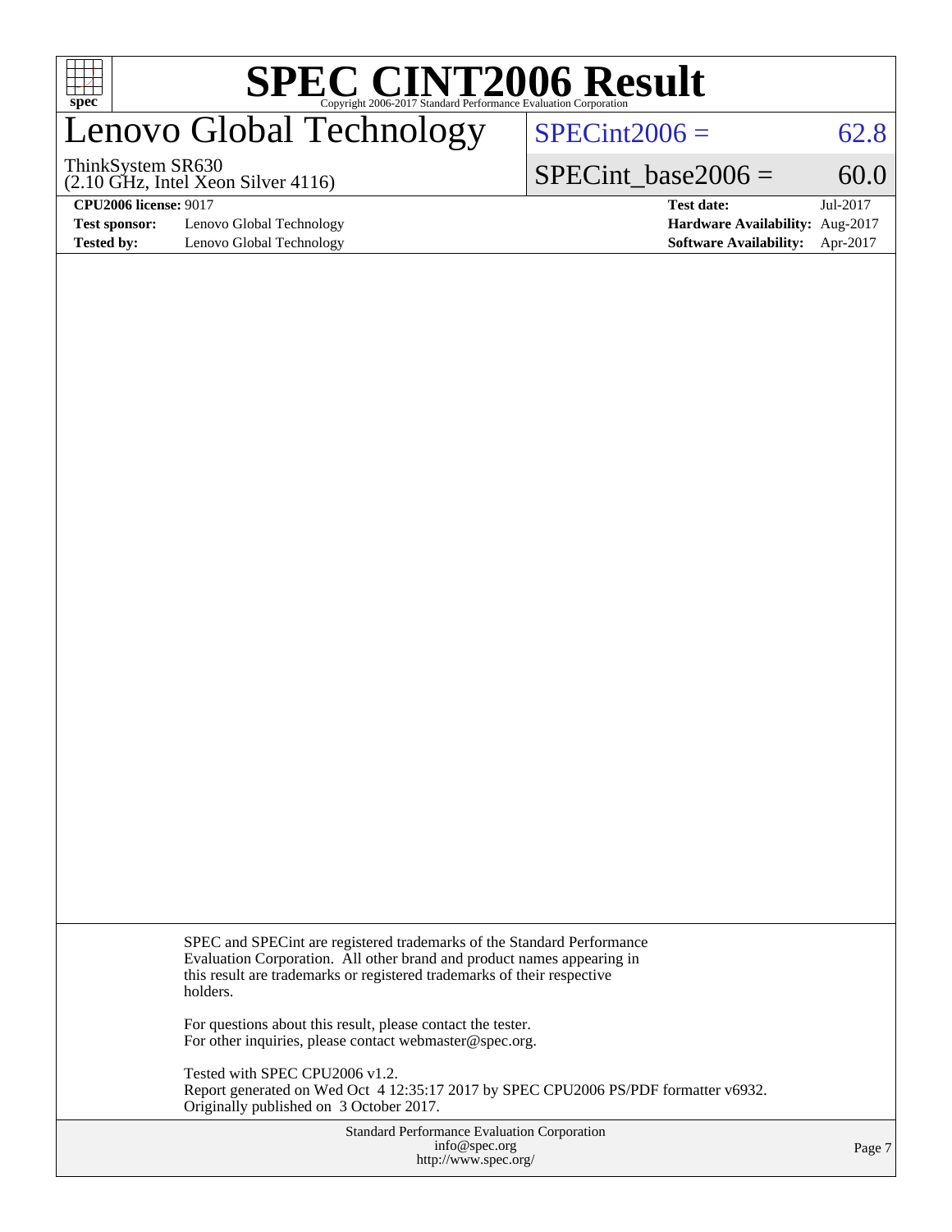SPEC and SPECint are registered trademarks of the Standard Performance Evaluation Corporation. All other brand and product names appearing in this result are trademarks or registered trademarks of their respective holders.

For questions about this result, please contact the tester.
For other inquiries, please contact webmaster@spec.org.

Tested with SPEC CPU2006 v1.2.
Report generated on Wed Oct 4 12:35:17 2017 by SPEC CPU2006 PS/PDF formatter v6932.
Originally published on 3 October 2017.